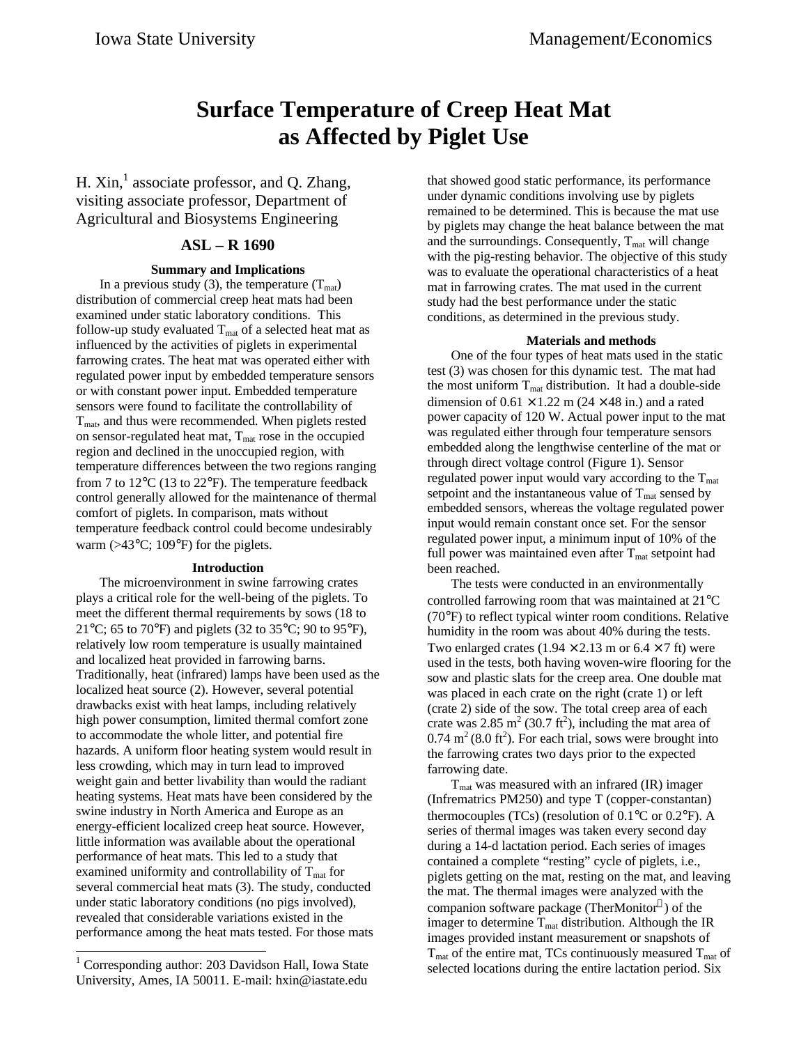# Surface Temperature of Creep Heat Mat as Affected by Piglet Use

H. Xin,[1] associate professor, and Q. Zhang, visiting associate professor, Department of Agricultural and Biosystems Engineering

## ASL – R 1690

### Summary and Implications

In a previous study (3), the temperature ($T_{mat}$) distribution of commercial creep heat mats had been examined under static laboratory conditions. This follow-up study evaluated $T_{mat}$ of a selected heat mat as influenced by the activities of piglets in experimental farrowing crates. The heat mat was operated either with regulated power input by embedded temperature sensors or with constant power input. Embedded temperature sensors were found to facilitate the controllability of $T_{mat}$, and thus were recommended. When piglets rested on sensor-regulated heat mat, $T_{mat}$ rose in the occupied region and declined in the unoccupied region, with temperature differences between the two regions ranging from 7 to 12°C (13 to 22°F). The temperature feedback control generally allowed for the maintenance of thermal comfort of piglets. In comparison, mats without temperature feedback control could become undesirably warm (>43°C; 109°F) for the piglets.

### Introduction

The microenvironment in swine farrowing crates plays a critical role for the well-being of the piglets. To meet the different thermal requirements by sows (18 to 21°C; 65 to 70°F) and piglets (32 to 35°C; 90 to 95°F), relatively low room temperature is usually maintained and localized heat provided in farrowing barns. Traditionally, heat (infrared) lamps have been used as the localized heat source (2). However, several potential drawbacks exist with heat lamps, including relatively high power consumption, limited thermal comfort zone to accommodate the whole litter, and potential fire hazards. A uniform floor heating system would result in less crowding, which may in turn lead to improved weight gain and better livability than would the radiant heating systems. Heat mats have been considered by the swine industry in North America and Europe as an energy-efficient localized creep heat source. However, little information was available about the operational performance of heat mats. This led to a study that examined uniformity and controllability of $T_{mat}$ for several commercial heat mats (3). The study, conducted under static laboratory conditions (no pigs involved), revealed that considerable variations existed in the performance among the heat mats tested. For those mats that showed good static performance, its performance under dynamic conditions involving use by piglets remained to be determined. This is because the mat use by piglets may change the heat balance between the mat and the surroundings. Consequently, $T_{mat}$ will change with the pig-resting behavior. The objective of this study was to evaluate the operational characteristics of a heat mat in farrowing crates. The mat used in the current study had the best performance under the static conditions, as determined in the previous study.

### Materials and methods

One of the four types of heat mats used in the static test (3) was chosen for this dynamic test. The mat had the most uniform $T_{mat}$ distribution. It had a double-side dimension of $0.61 \times 1.22$ m ($24 \times 48$ in.) and a rated power capacity of 120 W. Actual power input to the mat was regulated either through four temperature sensors embedded along the lengthwise centerline of the mat or through direct voltage control (Figure 1). Sensor regulated power input would vary according to the $T_{mat}$ setpoint and the instantaneous value of $T_{mat}$ sensed by embedded sensors, whereas the voltage regulated power input would remain constant once set. For the sensor regulated power input, a minimum input of 10% of the full power was maintained even after $T_{mat}$ setpoint had been reached.

The tests were conducted in an environmentally controlled farrowing room that was maintained at 21°C (70°F) to reflect typical winter room conditions. Relative humidity in the room was about 40% during the tests. Two enlarged crates ($1.94 \times 2.13$ m or $6.4 \times 7$ ft) were used in the tests, both having woven-wire flooring for the sow and plastic slats for the creep area. One double mat was placed in each crate on the right (crate 1) or left (crate 2) side of the sow. The total creep area of each crate was 2.85 $m^2$ (30.7 $ft^2$), including the mat area of 0.74 $m^2$ (8.0 $ft^2$). For each trial, sows were brought into the farrowing crates two days prior to the expected farrowing date.

$T_{mat}$ was measured with an infrared (IR) imager (Inframetrics PM250) and type T (copper-constantan) thermocouples (TCs) (resolution of 0.1°C or 0.2°F). A series of thermal images was taken every second day during a 14-d lactation period. Each series of images contained a complete "resting" cycle of piglets, i.e., piglets getting on the mat, resting on the mat, and leaving the mat. The thermal images were analyzed with the companion software package (TherMonitor™) of the imager to determine $T_{mat}$ distribution. Although the IR images provided instant measurement or snapshots of $T_{mat}$ of the entire mat, TCs continuously measured $T_{mat}$ of selected locations during the entire lactation period. Six

---

[1] Corresponding author: 203 Davidson Hall, Iowa State University, Ames, IA 50011. E-mail: hxin@iastate.edu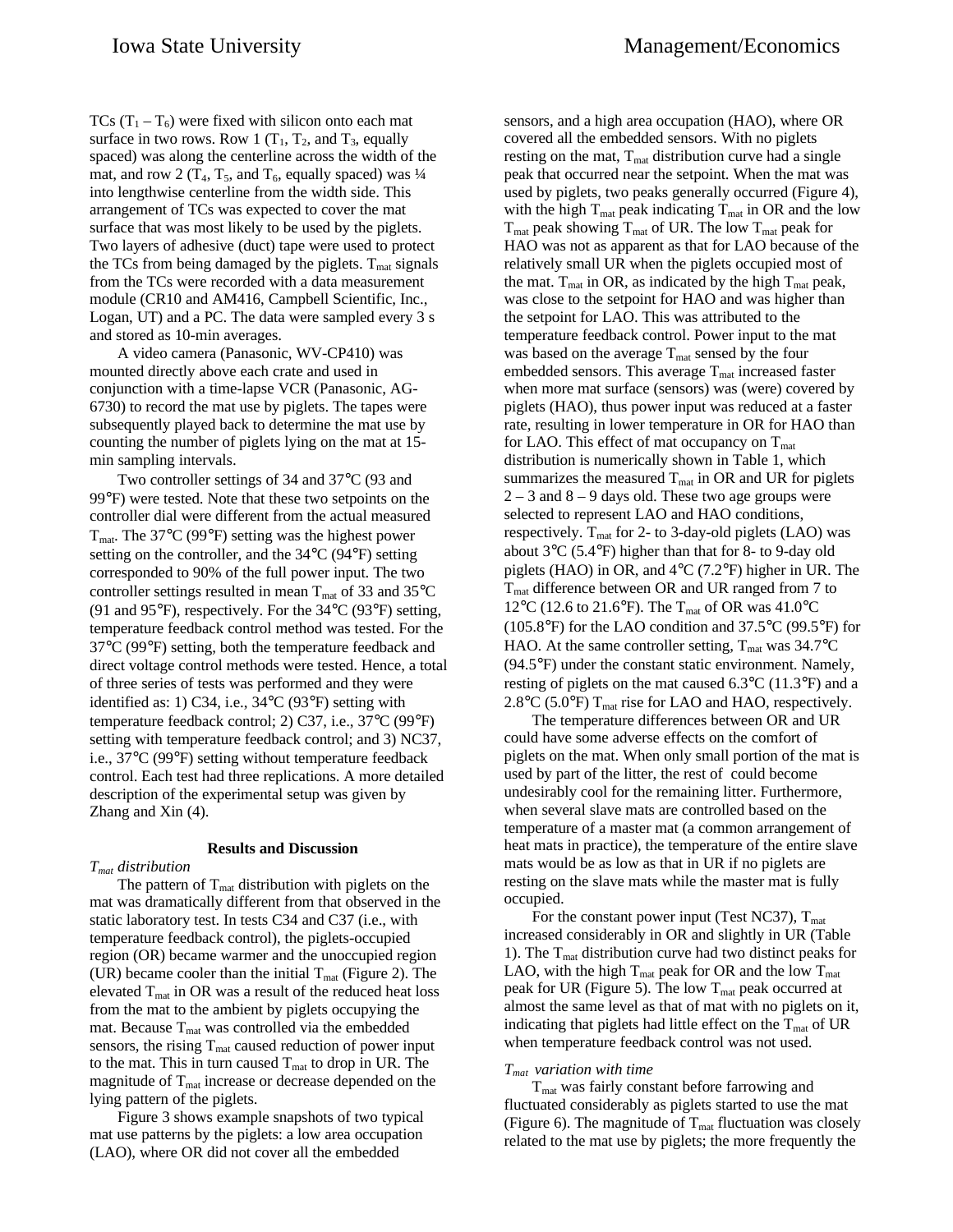TCs ($T_1$ – $T_6$) were fixed with silicon onto each mat surface in two rows. Row 1 ($T_1$, $T_2$, and $T_3$, equally spaced) was along the centerline across the width of the mat, and row 2 ($T_4$, $T_5$, and $T_6$, equally spaced) was ¼ into lengthwise centerline from the width side. This arrangement of TCs was expected to cover the mat surface that was most likely to be used by the piglets. Two layers of adhesive (duct) tape were used to protect the TCs from being damaged by the piglets. $T_{mat}$ signals from the TCs were recorded with a data measurement module (CR10 and AM416, Campbell Scientific, Inc., Logan, UT) and a PC. The data were sampled every 3 s and stored as 10-min averages.

A video camera (Panasonic, WV-CP410) was mounted directly above each crate and used in conjunction with a time-lapse VCR (Panasonic, AG-6730) to record the mat use by piglets. The tapes were subsequently played back to determine the mat use by counting the number of piglets lying on the mat at 15-min sampling intervals.

Two controller settings of 34 and 37°C (93 and 99°F) were tested. Note that these two setpoints on the controller dial were different from the actual measured $T_{mat}$. The 37°C (99°F) setting was the highest power setting on the controller, and the 34°C (94°F) setting corresponded to 90% of the full power input. The two controller settings resulted in mean $T_{mat}$ of 33 and 35°C (91 and 95°F), respectively. For the 34°C (93°F) setting, temperature feedback control method was tested. For the 37°C (99°F) setting, both the temperature feedback and direct voltage control methods were tested. Hence, a total of three series of tests was performed and they were identified as: 1) C34, i.e., 34°C (93°F) setting with temperature feedback control; 2) C37, i.e., 37°C (99°F) setting with temperature feedback control; and 3) NC37, i.e., 37°C (99°F) setting without temperature feedback control. Each test had three replications. A more detailed description of the experimental setup was given by Zhang and Xin (4).

## Results and Discussion

*$T_{mat}$ distribution*

The pattern of $T_{mat}$ distribution with piglets on the mat was dramatically different from that observed in the static laboratory test. In tests C34 and C37 (i.e., with temperature feedback control), the piglets-occupied region (OR) became warmer and the unoccupied region (UR) became cooler than the initial $T_{mat}$ (Figure 2). The elevated $T_{mat}$ in OR was a result of the reduced heat loss from the mat to the ambient by piglets occupying the mat. Because $T_{mat}$ was controlled via the embedded sensors, the rising $T_{mat}$ caused reduction of power input to the mat. This in turn caused $T_{mat}$ to drop in UR. The magnitude of $T_{mat}$ increase or decrease depended on the lying pattern of the piglets.

Figure 3 shows example snapshots of two typical mat use patterns by the piglets: a low area occupation (LAO), where OR did not cover all the embedded sensors, and a high area occupation (HAO), where OR covered all the embedded sensors. With no piglets resting on the mat, $T_{mat}$ distribution curve had a single peak that occurred near the setpoint. When the mat was used by piglets, two peaks generally occurred (Figure 4), with the high $T_{mat}$ peak indicating $T_{mat}$ in OR and the low $T_{mat}$ peak showing $T_{mat}$ of UR. The low $T_{mat}$ peak for HAO was not as apparent as that for LAO because of the relatively small UR when the piglets occupied most of the mat. $T_{mat}$ in OR, as indicated by the high $T_{mat}$ peak, was close to the setpoint for HAO and was higher than the setpoint for LAO. This was attributed to the temperature feedback control. Power input to the mat was based on the average $T_{mat}$ sensed by the four embedded sensors. This average $T_{mat}$ increased faster when more mat surface (sensors) was (were) covered by piglets (HAO), thus power input was reduced at a faster rate, resulting in lower temperature in OR for HAO than for LAO. This effect of mat occupancy on $T_{mat}$ distribution is numerically shown in Table 1, which summarizes the measured $T_{mat}$ in OR and UR for piglets 2 – 3 and 8 – 9 days old. These two age groups were selected to represent LAO and HAO conditions, respectively. $T_{mat}$ for 2- to 3-day-old piglets (LAO) was about 3°C (5.4°F) higher than that for 8- to 9-day old piglets (HAO) in OR, and 4°C (7.2°F) higher in UR. The $T_{mat}$ difference between OR and UR ranged from 7 to 12°C (12.6 to 21.6°F). The $T_{mat}$ of OR was 41.0°C (105.8°F) for the LAO condition and 37.5°C (99.5°F) for HAO. At the same controller setting, $T_{mat}$ was 34.7°C (94.5°F) under the constant static environment. Namely, resting of piglets on the mat caused 6.3°C (11.3°F) and a 2.8°C (5.0°F) $T_{mat}$ rise for LAO and HAO, respectively.

The temperature differences between OR and UR could have some adverse effects on the comfort of piglets on the mat. When only small portion of the mat is used by part of the litter, the rest of could become undesirably cool for the remaining litter. Furthermore, when several slave mats are controlled based on the temperature of a master mat (a common arrangement of heat mats in practice), the temperature of the entire slave mats would be as low as that in UR if no piglets are resting on the slave mats while the master mat is fully occupied.

For the constant power input (Test NC37), $T_{mat}$ increased considerably in OR and slightly in UR (Table 1). The $T_{mat}$ distribution curve had two distinct peaks for LAO, with the high $T_{mat}$ peak for OR and the low $T_{mat}$ peak for UR (Figure 5). The low $T_{mat}$ peak occurred at almost the same level as that of mat with no piglets on it, indicating that piglets had little effect on the $T_{mat}$ of UR when temperature feedback control was not used.

*$T_{mat}$ variation with time*

$T_{mat}$ was fairly constant before farrowing and fluctuated considerably as piglets started to use the mat (Figure 6). The magnitude of $T_{mat}$ fluctuation was closely related to the mat use by piglets; the more frequently the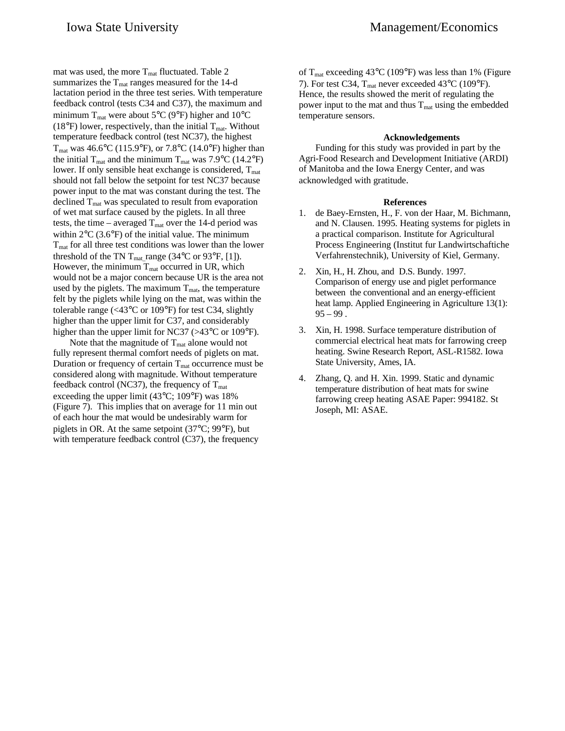mat was used, the more $T_{mat}$ fluctuated. Table 2 summarizes the $T_{mat}$ ranges measured for the 14-d lactation period in the three test series. With temperature feedback control (tests C34 and C37), the maximum and minimum $T_{mat}$ were about 5°C (9°F) higher and 10°C (18°F) lower, respectively, than the initial $T_{mat}$. Without temperature feedback control (test NC37), the highest $T_{mat}$ was 46.6°C (115.9°F), or 7.8°C (14.0°F) higher than the initial $T_{mat}$ and the minimum $T_{mat}$ was 7.9°C (14.2°F) lower. If only sensible heat exchange is considered, $T_{mat}$ should not fall below the setpoint for test NC37 because power input to the mat was constant during the test. The declined $T_{mat}$ was speculated to result from evaporation of wet mat surface caused by the piglets. In all three tests, the time – averaged $T_{mat}$ over the 14-d period was within 2°C (3.6°F) of the initial value. The minimum $T_{mat}$ for all three test conditions was lower than the lower threshold of the TN $T_{mat}$ range (34°C or 93°F, [1]). However, the minimum $T_{mat}$ occurred in UR, which would not be a major concern because UR is the area not used by the piglets. The maximum $T_{mat}$, the temperature felt by the piglets while lying on the mat, was within the tolerable range (<43°C or 109°F) for test C34, slightly higher than the upper limit for C37, and considerably higher than the upper limit for NC37 (>43°C or 109°F).

Note that the magnitude of $T_{mat}$ alone would not fully represent thermal comfort needs of piglets on mat. Duration or frequency of certain $T_{mat}$ occurrence must be considered along with magnitude. Without temperature feedback control (NC37), the frequency of $T_{mat}$ exceeding the upper limit (43°C; 109°F) was 18% (Figure 7). This implies that on average for 11 min out of each hour the mat would be undesirably warm for piglets in OR. At the same setpoint (37°C; 99°F), but with temperature feedback control (C37), the frequency of $T_{mat}$ exceeding 43°C (109°F) was less than 1% (Figure 7). For test C34, $T_{mat}$ never exceeded 43°C (109°F). Hence, the results showed the merit of regulating the power input to the mat and thus $T_{mat}$ using the embedded temperature sensors.

## Acknowledgements

Funding for this study was provided in part by the Agri-Food Research and Development Initiative (ARDI) of Manitoba and the Iowa Energy Center, and was acknowledged with gratitude.

## References

1. de Baey-Ernsten, H., F. von der Haar, M. Bichmann, and N. Clausen. 1995. Heating systems for piglets in a practical comparison. Institute for Agricultural Process Engineering (Institut fur Landwirtschaftiche Verfahrenstechnik), University of Kiel, Germany.
2. Xin, H., H. Zhou, and D.S. Bundy. 1997. Comparison of energy use and piglet performance between the conventional and an energy-efficient heat lamp. Applied Engineering in Agriculture 13(1): 95 – 99 .
3. Xin, H. 1998. Surface temperature distribution of commercial electrical heat mats for farrowing creep heating. Swine Research Report, ASL-R1582. Iowa State University, Ames, IA.
4. Zhang, Q. and H. Xin. 1999. Static and dynamic temperature distribution of heat mats for swine farrowing creep heating ASAE Paper: 994182. St Joseph, MI: ASAE.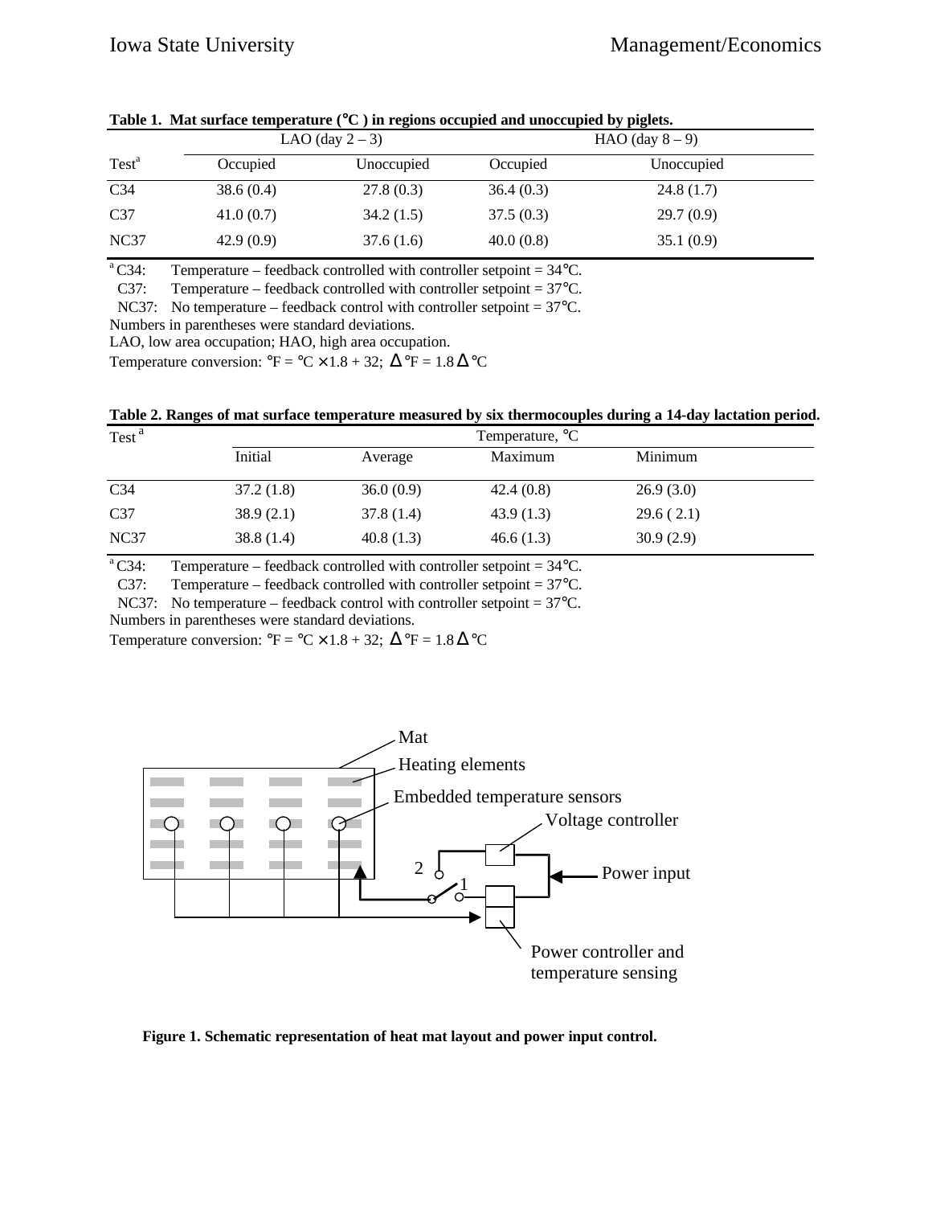**Table 1. Mat surface temperature (°C ) in regions occupied and unoccupied by piglets.**

| Test[a] | LAO (day 2 – 3) | | HAO (day 8 – 9) | |
|---|---|---|---|---|
| | Occupied | Unoccupied | Occupied | Unoccupied |
| C34 | 38.6 (0.4) | 27.8 (0.3) | 36.4 (0.3) | 24.8 (1.7) |
| C37 | 41.0 (0.7) | 34.2 (1.5) | 37.5 (0.3) | 29.7 (0.9) |
| NC37 | 42.9 (0.9) | 37.6 (1.6) | 40.0 (0.8) | 35.1 (0.9) |

[a] C34: Temperature – feedback controlled with controller setpoint = 34°C.
C37: Temperature – feedback controlled with controller setpoint = 37°C.
NC37: No temperature – feedback control with controller setpoint = 37°C.
Numbers in parentheses were standard deviations.
LAO, low area occupation; HAO, high area occupation.
Temperature conversion: °F = °C × 1.8 + 32; Δ°F = 1.8 Δ°C

**Table 2. Ranges of mat surface temperature measured by six thermocouples during a 14-day lactation period.**

| Test[a] | Temperature, °C | | | |
|---|---|---|---|---|
| | Initial | Average | Maximum | Minimum |
| C34 | 37.2 (1.8) | 36.0 (0.9) | 42.4 (0.8) | 26.9 (3.0) |
| C37 | 38.9 (2.1) | 37.8 (1.4) | 43.9 (1.3) | 29.6 ( 2.1) |
| NC37 | 38.8 (1.4) | 40.8 (1.3) | 46.6 (1.3) | 30.9 (2.9) |

[a] C34: Temperature – feedback controlled with controller setpoint = 34°C.
C37: Temperature – feedback controlled with controller setpoint = 37°C.
NC37: No temperature – feedback control with controller setpoint = 37°C.
Numbers in parentheses were standard deviations.
Temperature conversion: °F = °C × 1.8 + 32; Δ°F = 1.8 Δ°C

Mat
Heating elements
Embedded temperature sensors
Voltage controller
Power input
Power controller and temperature sensing

**Figure 1. Schematic representation of heat mat layout and power input control.**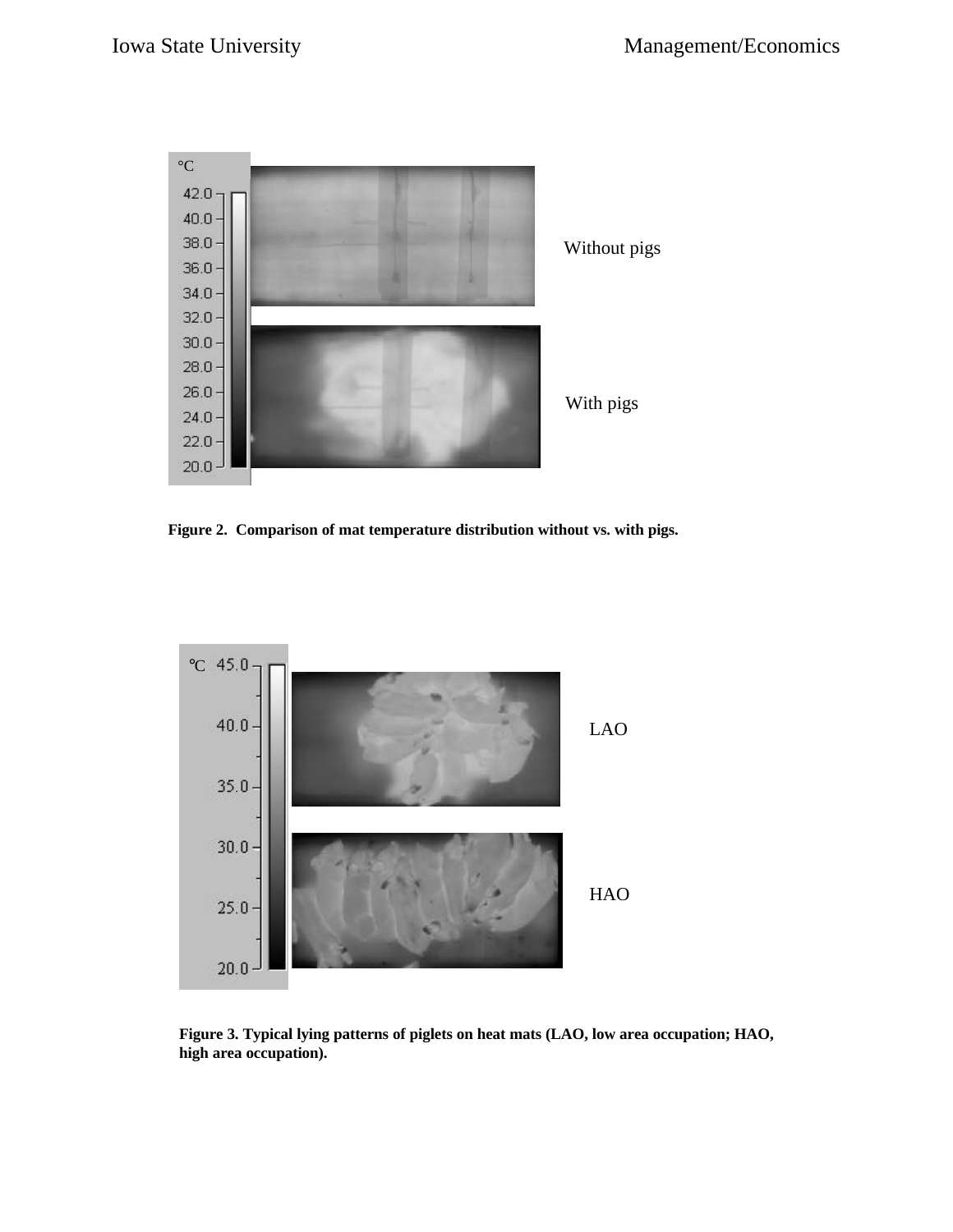Figure 2. Comparison of mat temperature distribution without vs. with pigs.

Figure 3. Typical lying patterns of piglets on heat mats (LAO, low area occupation; HAO, high area occupation).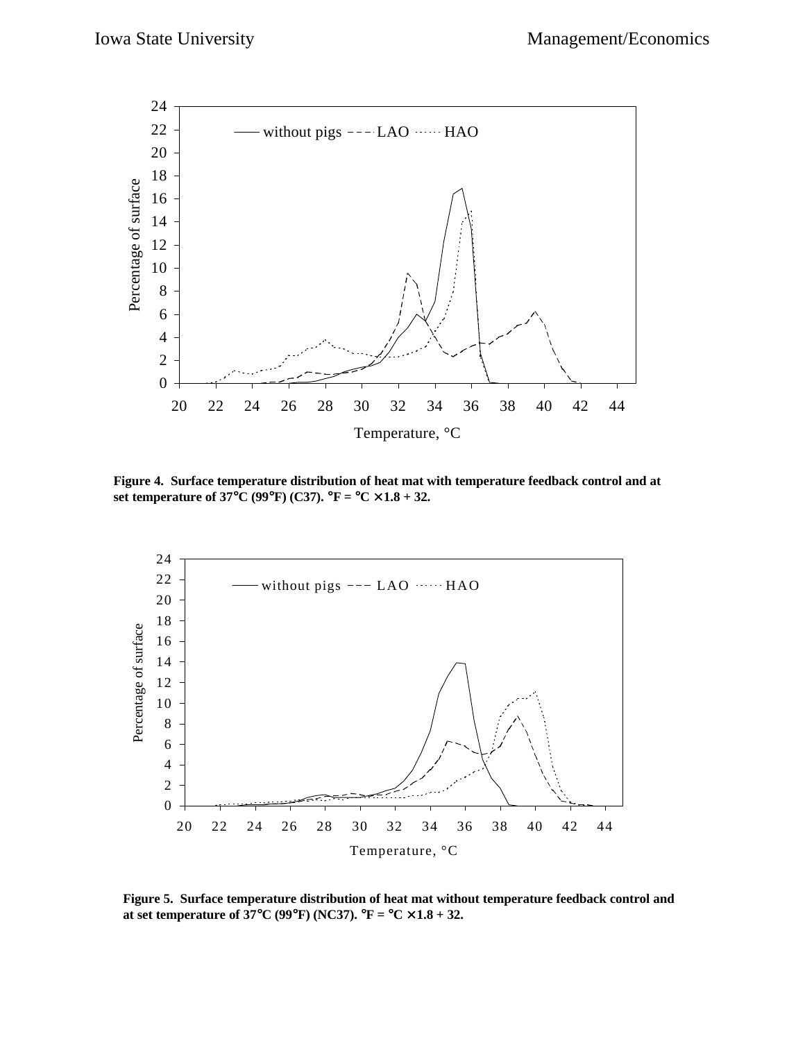**Figure 4. Surface temperature distribution of heat mat with temperature feedback control and at set temperature of 37°C (99°F) (C37). °F = °C × 1.8 + 32.**

**Figure 5. Surface temperature distribution of heat mat without temperature feedback control and at set temperature of 37°C (99°F) (NC37). °F = °C × 1.8 + 32.**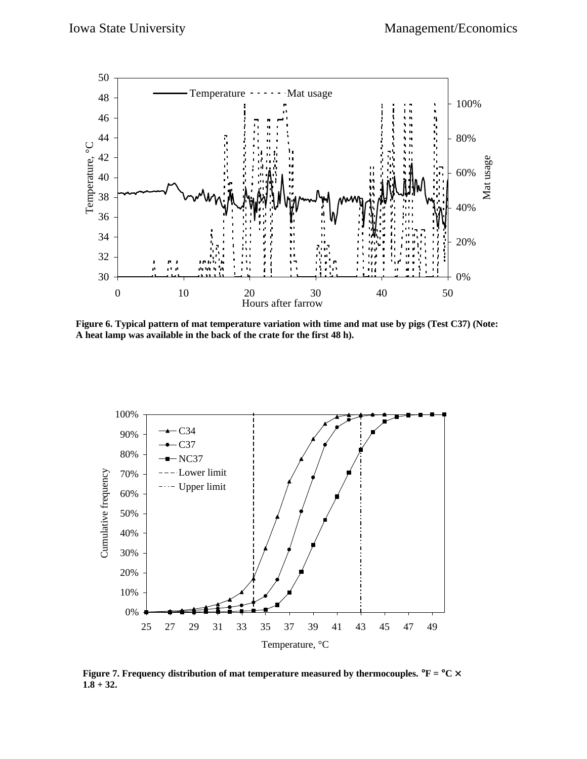Temperature
Mat usage

50
48
46
44
42
40
38
36
34
32
30

Temperature, °C

100%
80%
60%
40%
20%
0%

Mat usage

0
10
20
30
40
50

Hours after farrow

**Figure 6. Typical pattern of mat temperature variation with time and mat use by pigs (Test C37) (Note: A heat lamp was available in the back of the crate for the first 48 h).**

C34
C37
NC37
Lower limit
Upper limit

100%
90%
80%
70%
60%
50%
40%
30%
20%
10%
0%

Cumulative frequency

25 27 29 31 33 35 37 39 41 43 45 47 49

Temperature, °C

**Figure 7. Frequency distribution of mat temperature measured by thermocouples. °F = °C × 1.8 + 32.**